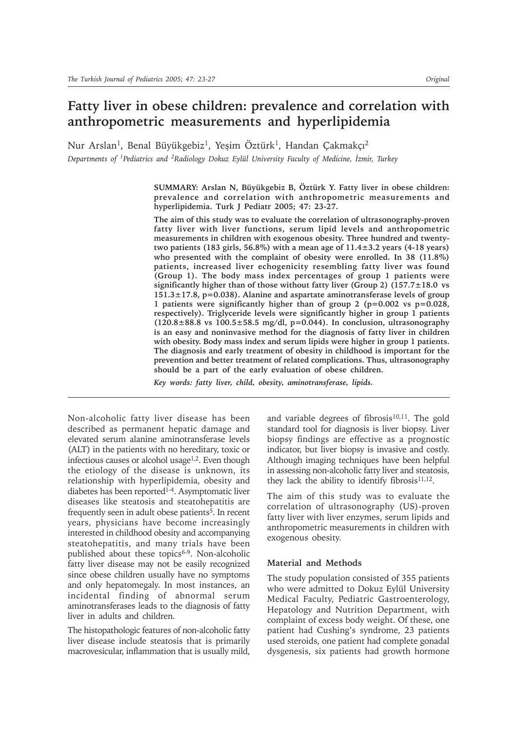# Fatty liver in obese children: prevalence and correlation with anthropometric measurements and hyperlipidemia

Nur Arslan[1], Benal Büyükgebiz[1], Yeşim Öztürk[1], Handan Çakmakçı[2]

*Departments of [1]Pediatrics and [2]Radiology Dokuz Eylül University Faculty of Medicine, İzmir, Turkey*

**SUMMARY: Arslan N, Büyükgebiz B, Öztürk Y. Fatty liver in obese children: prevalence and correlation with anthropometric measurements and hyperlipidemia. Turk J Pediatr 2005; 47: 23-27.**

**The aim of this study was to evaluate the correlation of ultrasonography-proven fatty liver with liver functions, serum lipid levels and anthropometric measurements in children with exogenous obesity. Three hundred and twenty-two patients (183 girls, 56.8%) with a mean age of 11.4±3.2 years (4-18 years) who presented with the complaint of obesity were enrolled. In 38 (11.8%) patients, increased liver echogenicity resembling fatty liver was found (Group 1). The body mass index percentages of group 1 patients were significantly higher than of those without fatty liver (Group 2) (157.7±18.0 vs 151.3±17.8, p=0.038). Alanine and aspartate aminotransferase levels of group 1 patients were significantly higher than of group 2 (p=0.002 vs p=0.028, respectively). Triglyceride levels were significantly higher in group 1 patients (120.8±88.8 vs 100.5±58.5 mg/dl, p=0.044). In conclusion, ultrasonography is an easy and noninvasive method for the diagnosis of fatty liver in children with obesity. Body mass index and serum lipids were higher in group 1 patients. The diagnosis and early treatment of obesity in childhood is important for the prevention and better treatment of related complications. Thus, ultrasonography should be a part of the early evaluation of obese children.**

***Key words: fatty liver, child, obesity, aminotransferase, lipids.***

Non-alcoholic fatty liver disease has been described as permanent hepatic damage and elevated serum alanine aminotransferase levels (ALT) in the patients with no hereditary, toxic or infectious causes or alcohol usage[1,2]. Even though the etiology of the disease is unknown, its relationship with hyperlipidemia, obesity and diabetes has been reported[1-4]. Asymptomatic liver diseases like steatosis and steatohepatitis are frequently seen in adult obese patients[5]. In recent years, physicians have become increasingly interested in childhood obesity and accompanying steatohepatitis, and many trials have been published about these topics[6-9]. Non-alcoholic fatty liver disease may not be easily recognized since obese children usually have no symptoms and only hepatomegaly. In most instances, an incidental finding of abnormal serum aminotransferases leads to the diagnosis of fatty liver in adults and children.

The histopathologic features of non-alcoholic fatty liver disease include steatosis that is primarily macrovesicular, inflammation that is usually mild, and variable degrees of fibrosis[10,11]. The gold standard tool for diagnosis is liver biopsy. Liver biopsy findings are effective as a prognostic indicator, but liver biopsy is invasive and costly. Although imaging techniques have been helpful in assessing non-alcoholic fatty liver and steatosis, they lack the ability to identify fibrosis[11,12].

The aim of this study was to evaluate the correlation of ultrasonography (US)-proven fatty liver with liver enzymes, serum lipids and anthropometric measurements in children with exogenous obesity.

## Material and Methods

The study population consisted of 355 patients who were admitted to Dokuz Eylül University Medical Faculty, Pediatric Gastroenterology, Hepatology and Nutrition Department, with complaint of excess body weight. Of these, one patient had Cushing's syndrome, 23 patients used steroids, one patient had complete gonadal dysgenesis, six patients had growth hormone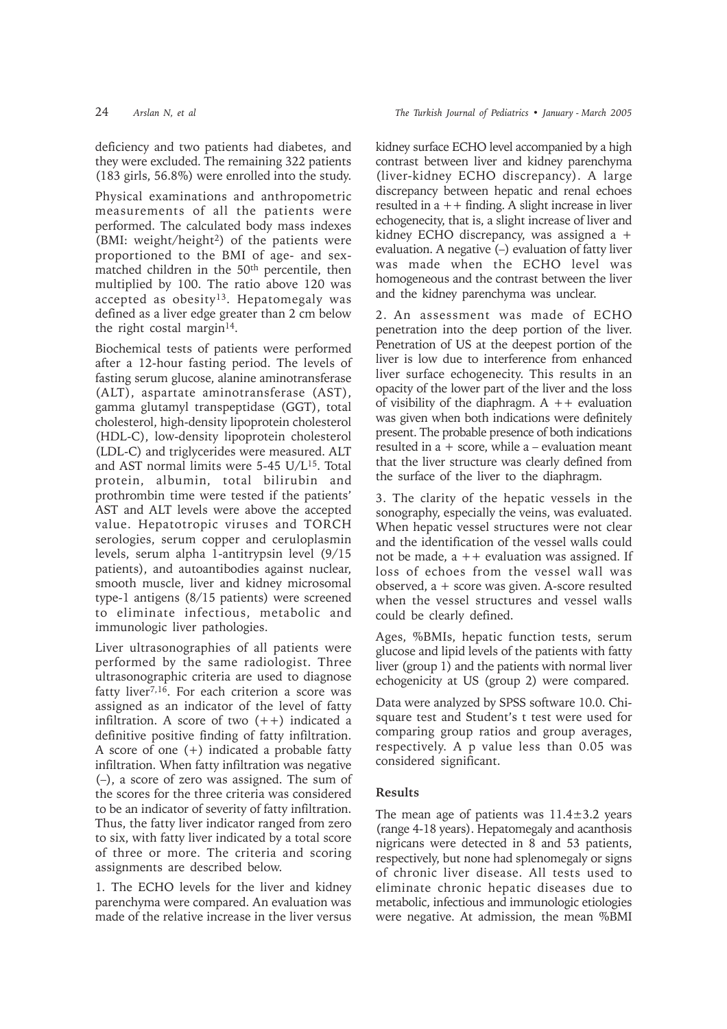deficiency and two patients had diabetes, and they were excluded. The remaining 322 patients (183 girls, 56.8%) were enrolled into the study.

Physical examinations and anthropometric measurements of all the patients were performed. The calculated body mass indexes (BMI: weight/height$^2$) of the patients were proportioned to the BMI of age- and sex-matched children in the 50$^{th}$ percentile, then multiplied by 100. The ratio above 120 was accepted as obesity[13]. Hepatomegaly was defined as a liver edge greater than 2 cm below the right costal margin[14].

Biochemical tests of patients were performed after a 12-hour fasting period. The levels of fasting serum glucose, alanine aminotransferase (ALT), aspartate aminotransferase (AST), gamma glutamyl transpeptidase (GGT), total cholesterol, high-density lipoprotein cholesterol (HDL-C), low-density lipoprotein cholesterol (LDL-C) and triglycerides were measured. ALT and AST normal limits were 5-45 U/L[15]. Total protein, albumin, total bilirubin and prothrombin time were tested if the patients' AST and ALT levels were above the accepted value. Hepatotropic viruses and TORCH serologies, serum copper and ceruloplasmin levels, serum alpha 1-antitrypsin level (9/15 patients), and autoantibodies against nuclear, smooth muscle, liver and kidney microsomal type-1 antigens (8/15 patients) were screened to eliminate infectious, metabolic and immunologic liver pathologies.

Liver ultrasonographies of all patients were performed by the same radiologist. Three ultrasonographic criteria are used to diagnose fatty liver[7,16]. For each criterion a score was assigned as an indicator of the level of fatty infiltration. A score of two (++) indicated a definitive positive finding of fatty infiltration. A score of one (+) indicated a probable fatty infiltration. When fatty infiltration was negative (–), a score of zero was assigned. The sum of the scores for the three criteria was considered to be an indicator of severity of fatty infiltration. Thus, the fatty liver indicator ranged from zero to six, with fatty liver indicated by a total score of three or more. The criteria and scoring assignments are described below.

1. The ECHO levels for the liver and kidney parenchyma were compared. An evaluation was made of the relative increase in the liver versus kidney surface ECHO level accompanied by a high contrast between liver and kidney parenchyma (liver-kidney ECHO discrepancy). A large discrepancy between hepatic and renal echoes resulted in a ++ finding. A slight increase in liver echogenecity, that is, a slight increase of liver and kidney ECHO discrepancy, was assigned a + evaluation. A negative (–) evaluation of fatty liver was made when the ECHO level was homogeneous and the contrast between the liver and the kidney parenchyma was unclear.

2. An assessment was made of ECHO penetration into the deep portion of the liver. Penetration of US at the deepest portion of the liver is low due to interference from enhanced liver surface echogenecity. This results in an opacity of the lower part of the liver and the loss of visibility of the diaphragm. A ++ evaluation was given when both indications were definitely present. The probable presence of both indications resulted in a + score, while a – evaluation meant that the liver structure was clearly defined from the surface of the liver to the diaphragm.

3. The clarity of the hepatic vessels in the sonography, especially the veins, was evaluated. When hepatic vessel structures were not clear and the identification of the vessel walls could not be made, a ++ evaluation was assigned. If loss of echoes from the vessel wall was observed, a + score was given. A-score resulted when the vessel structures and vessel walls could be clearly defined.

Ages, %BMIs, hepatic function tests, serum glucose and lipid levels of the patients with fatty liver (group 1) and the patients with normal liver echogenicity at US (group 2) were compared.

Data were analyzed by SPSS software 10.0. Chi-square test and Student's t test were used for comparing group ratios and group averages, respectively. A p value less than 0.05 was considered significant.

## Results

The mean age of patients was 11.4±3.2 years (range 4-18 years). Hepatomegaly and acanthosis nigricans were detected in 8 and 53 patients, respectively, but none had splenomegaly or signs of chronic liver disease. All tests used to eliminate chronic hepatic diseases due to metabolic, infectious and immunologic etiologies were negative. At admission, the mean %BMI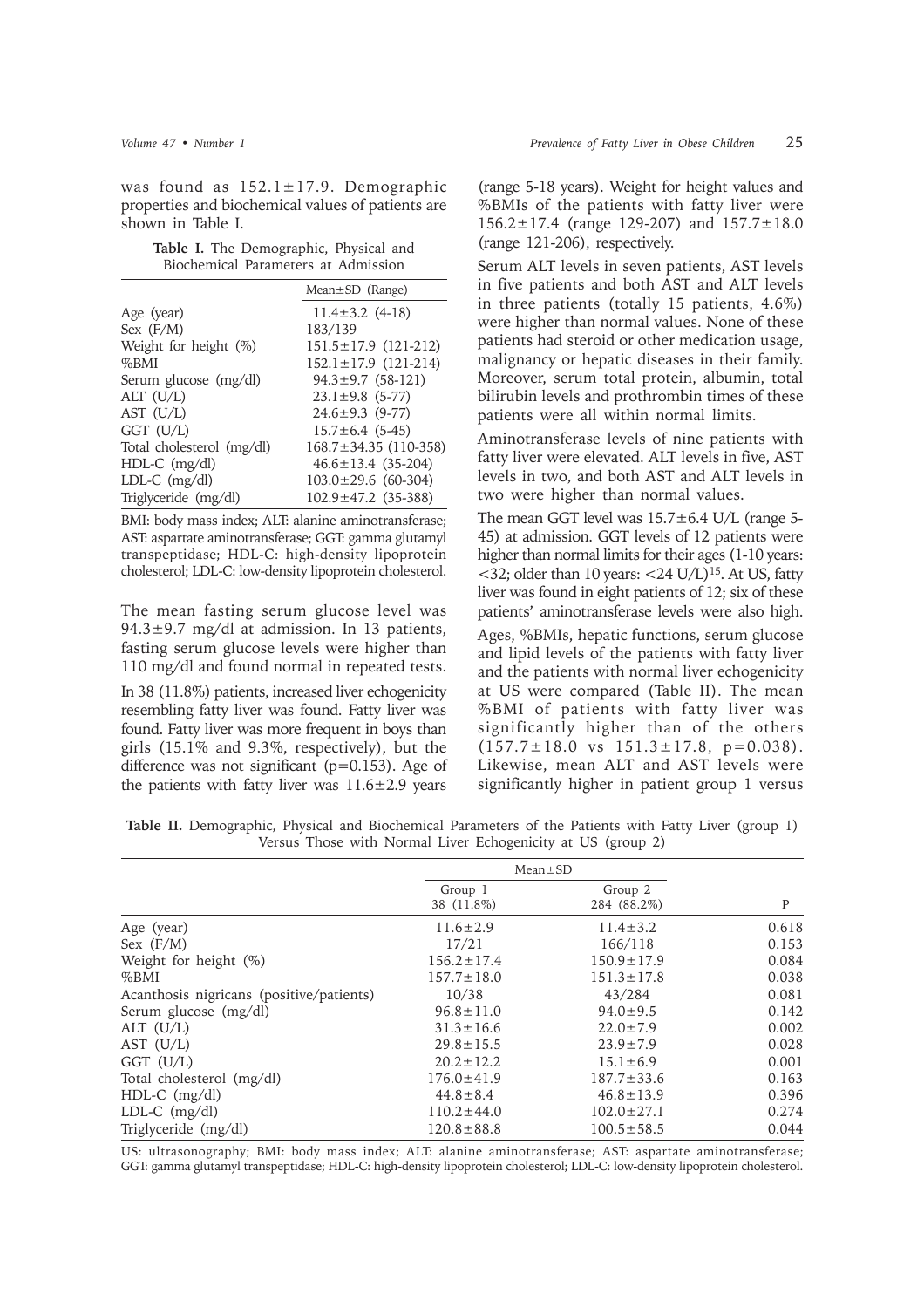was found as 152.1±17.9. Demographic properties and biochemical values of patients are shown in Table I.

**Table I.** The Demographic, Physical and Biochemical Parameters at Admission

| | Mean±SD (Range) |
|---|---|
| Age (year) | 11.4±3.2 (4-18) |
| Sex (F/M) | 183/139 |
| Weight for height (%) | 151.5±17.9 (121-212) |
| %BMI | 152.1±17.9 (121-214) |
| Serum glucose (mg/dl) | 94.3±9.7 (58-121) |
| ALT (U/L) | 23.1±9.8 (5-77) |
| AST (U/L) | 24.6±9.3 (9-77) |
| GGT (U/L) | 15.7±6.4 (5-45) |
| Total cholesterol (mg/dl) | 168.7±34.35 (110-358) |
| HDL-C (mg/dl) | 46.6±13.4 (35-204) |
| LDL-C (mg/dl) | 103.0±29.6 (60-304) |
| Triglyceride (mg/dl) | 102.9±47.2 (35-388) |

BMI: body mass index; ALT: alanine aminotransferase; AST: aspartate aminotransferase; GGT: gamma glutamyl transpeptidase; HDL-C: high-density lipoprotein cholesterol; LDL-C: low-density lipoprotein cholesterol.

The mean fasting serum glucose level was 94.3±9.7 mg/dl at admission. In 13 patients, fasting serum glucose levels were higher than 110 mg/dl and found normal in repeated tests.

In 38 (11.8%) patients, increased liver echogenicity resembling fatty liver was found. Fatty liver was found. Fatty liver was more frequent in boys than girls (15.1% and 9.3%, respectively), but the difference was not significant (p=0.153). Age of the patients with fatty liver was 11.6±2.9 years (range 5-18 years). Weight for height values and %BMIs of the patients with fatty liver were 156.2±17.4 (range 129-207) and 157.7±18.0 (range 121-206), respectively.

Serum ALT levels in seven patients, AST levels in five patients and both AST and ALT levels in three patients (totally 15 patients, 4.6%) were higher than normal values. None of these patients had steroid or other medication usage, malignancy or hepatic diseases in their family. Moreover, serum total protein, albumin, total bilirubin levels and prothrombin times of these patients were all within normal limits.

Aminotransferase levels of nine patients with fatty liver were elevated. ALT levels in five, AST levels in two, and both AST and ALT levels in two were higher than normal values.

The mean GGT level was 15.7±6.4 U/L (range 5-45) at admission. GGT levels of 12 patients were higher than normal limits for their ages (1-10 years: <32; older than 10 years: <24 U/L)[15]. At US, fatty liver was found in eight patients of 12; six of these patients' aminotransferase levels were also high.

Ages, %BMIs, hepatic functions, serum glucose and lipid levels of the patients with fatty liver and the patients with normal liver echogenicity at US were compared (Table II). The mean %BMI of patients with fatty liver was significantly higher than of the others (157.7±18.0 vs 151.3±17.8, p=0.038). Likewise, mean ALT and AST levels were significantly higher in patient group 1 versus

**Table II.** Demographic, Physical and Biochemical Parameters of the Patients with Fatty Liver (group 1) Versus Those with Normal Liver Echogenicity at US (group 2)

| | Mean±SD | | |
|---|---|---|---|
| | Group 1 38 (11.8%) | Group 2 284 (88.2%) | P |
| Age (year) | 11.6±2.9 | 11.4±3.2 | 0.618 |
| Sex (F/M) | 17/21 | 166/118 | 0.153 |
| Weight for height (%) | 156.2±17.4 | 150.9±17.9 | 0.084 |
| %BMI | 157.7±18.0 | 151.3±17.8 | 0.038 |
| Acanthosis nigricans (positive/patients) | 10/38 | 43/284 | 0.081 |
| Serum glucose (mg/dl) | 96.8±11.0 | 94.0±9.5 | 0.142 |
| ALT (U/L) | 31.3±16.6 | 22.0±7.9 | 0.002 |
| AST (U/L) | 29.8±15.5 | 23.9±7.9 | 0.028 |
| GGT (U/L) | 20.2±12.2 | 15.1±6.9 | 0.001 |
| Total cholesterol (mg/dl) | 176.0±41.9 | 187.7±33.6 | 0.163 |
| HDL-C (mg/dl) | 44.8±8.4 | 46.8±13.9 | 0.396 |
| LDL-C (mg/dl) | 110.2±44.0 | 102.0±27.1 | 0.274 |
| Triglyceride (mg/dl) | 120.8±88.8 | 100.5±58.5 | 0.044 |

US: ultrasonography; BMI: body mass index; ALT: alanine aminotransferase; AST: aspartate aminotransferase; GGT: gamma glutamyl transpeptidase; HDL-C: high-density lipoprotein cholesterol; LDL-C: low-density lipoprotein cholesterol.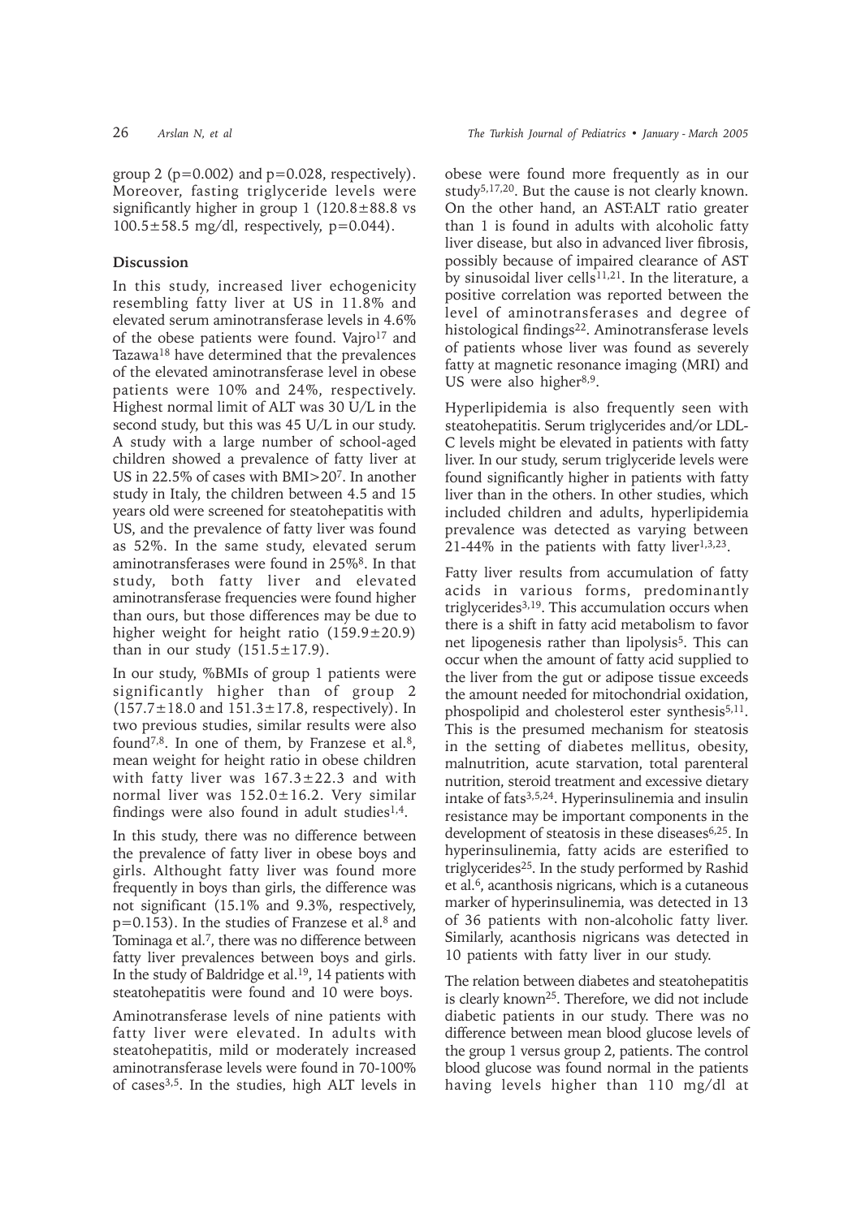group 2 ($p=0.002$) and $p=0.028$, respectively). Moreover, fasting triglyceride levels were significantly higher in group 1 ($120.8\pm88.8$ vs $100.5\pm58.5$ mg/dl, respectively, $p=0.044$).

## Discussion

In this study, increased liver echogenicity resembling fatty liver at US in 11.8% and elevated serum aminotransferase levels in 4.6% of the obese patients were found. Vajro[17] and Tazawa[18] have determined that the prevalences of the elevated aminotransferase level in obese patients were 10% and 24%, respectively. Highest normal limit of ALT was 30 U/L in the second study, but this was 45 U/L in our study. A study with a large number of school-aged children showed a prevalence of fatty liver at US in 22.5% of cases with BMI>20[7]. In another study in Italy, the children between 4.5 and 15 years old were screened for steatohepatitis with US, and the prevalence of fatty liver was found as 52%. In the same study, elevated serum aminotransferases were found in 25%[8]. In that study, both fatty liver and elevated aminotransferase frequencies were found higher than ours, but those differences may be due to higher weight for height ratio ($159.9\pm20.9$) than in our study ($151.5\pm17.9$).

In our study, %BMIs of group 1 patients were significantly higher than of group 2 ($157.7\pm18.0$ and $151.3\pm17.8$, respectively). In two previous studies, similar results were also found[7,8]. In one of them, by Franzese et al.[8], mean weight for height ratio in obese children with fatty liver was $167.3\pm22.3$ and with normal liver was $152.0\pm16.2$. Very similar findings were also found in adult studies[1,4].

In this study, there was no difference between the prevalence of fatty liver in obese boys and girls. Althought fatty liver was found more frequently in boys than girls, the difference was not significant (15.1% and 9.3%, respectively, $p=0.153$). In the studies of Franzese et al.[8] and Tominaga et al.[7], there was no difference between fatty liver prevalences between boys and girls. In the study of Baldridge et al.[19], 14 patients with steatohepatitis were found and 10 were boys.

Aminotransferase levels of nine patients with fatty liver were elevated. In adults with steatohepatitis, mild or moderately increased aminotransferase levels were found in 70-100% of cases[3,5]. In the studies, high ALT levels in obese were found more frequently as in our study[5,17,20]. But the cause is not clearly known. On the other hand, an AST:ALT ratio greater than 1 is found in adults with alcoholic fatty liver disease, but also in advanced liver fibrosis, possibly because of impaired clearance of AST by sinusoidal liver cells[11,21]. In the literature, a positive correlation was reported between the level of aminotransferases and degree of histological findings[22]. Aminotransferase levels of patients whose liver was found as severely fatty at magnetic resonance imaging (MRI) and US were also higher[8,9].

Hyperlipidemia is also frequently seen with steatohepatitis. Serum triglycerides and/or LDL-C levels might be elevated in patients with fatty liver. In our study, serum triglyceride levels were found significantly higher in patients with fatty liver than in the others. In other studies, which included children and adults, hyperlipidemia prevalence was detected as varying between 21-44% in the patients with fatty liver[1,3,23].

Fatty liver results from accumulation of fatty acids in various forms, predominantly triglycerides[3,19]. This accumulation occurs when there is a shift in fatty acid metabolism to favor net lipogenesis rather than lipolysis[5]. This can occur when the amount of fatty acid supplied to the liver from the gut or adipose tissue exceeds the amount needed for mitochondrial oxidation, phospholipid and cholesterol ester synthesis[5,11]. This is the presumed mechanism for steatosis in the setting of diabetes mellitus, obesity, malnutrition, acute starvation, total parenteral nutrition, steroid treatment and excessive dietary intake of fats[3,5,24]. Hyperinsulinemia and insulin resistance may be important components in the development of steatosis in these diseases[6,25]. In hyperinsulinemia, fatty acids are esterified to triglycerides[25]. In the study performed by Rashid et al.[6], acanthosis nigricans, which is a cutaneous marker of hyperinsulinemia, was detected in 13 of 36 patients with non-alcoholic fatty liver. Similarly, acanthosis nigricans was detected in 10 patients with fatty liver in our study.

The relation between diabetes and steatohepatitis is clearly known[25]. Therefore, we did not include diabetic patients in our study. There was no difference between mean blood glucose levels of the group 1 versus group 2, patients. The control blood glucose was found normal in the patients having levels higher than 110 mg/dl at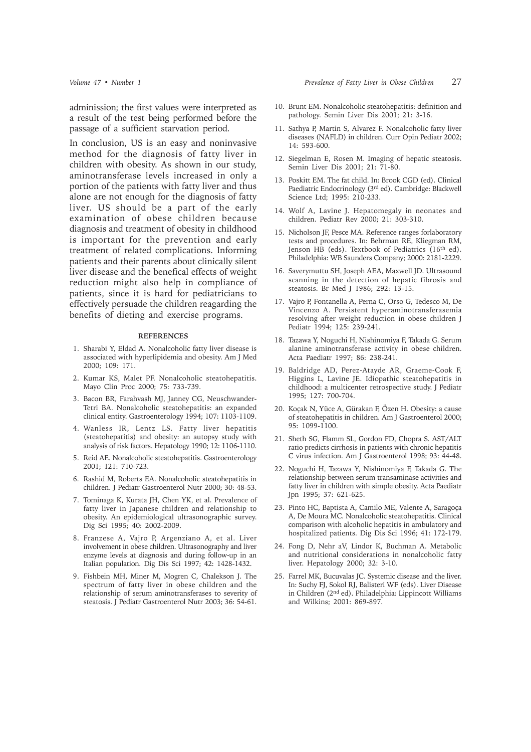administion; the first values were interpreted as a result of the test being performed before the passage of a sufficient starvation period.

In conclusion, US is an easy and noninvasive method for the diagnosis of fatty liver in children with obesity. As shown in our study, aminotransferase levels increased in only a portion of the patients with fatty liver and thus alone are not enough for the diagnosis of fatty liver. US should be a part of the early examination of obese children because diagnosis and treatment of obesity in childhood is important for the prevention and early treatment of related complications. Informing patients and their parents about clinically silent liver disease and the benefical effects of weight reduction might also help in compliance of patients, since it is hard for pediatricians to effectively persuade the children reagarding the benefits of dieting and exercise programs.

## REFERENCES

1. Sharabi Y, Eldad A. Nonalcoholic fatty liver disease is associated with hyperlipidemia and obesity. Am J Med 2000; 109: 171.
2. Kumar KS, Malet PF. Nonalcoholic steatohepatitis. Mayo Clin Proc 2000; 75: 733-739.
3. Bacon BR, Farahvash MJ, Janney CG, Neuschwander-Tetri BA. Nonalcoholic steatohepatitis: an expanded clinical entity. Gastroenterology 1994; 107: 1103-1109.
4. Wanless IR, Lentz LS. Fatty liver hepatitis (steatohepatitis) and obesity: an autopsy study with analysis of risk factors. Hepatology 1990; 12: 1106-1110.
5. Reid AE. Nonalcoholic steatohepatitis. Gastroenterology 2001; 121: 710-723.
6. Rashid M, Roberts EA. Nonalcoholic steatohepatitis in children. J Pediatr Gastroenterol Nutr 2000; 30: 48-53.
7. Tominaga K, Kurata JH, Chen YK, et al. Prevalence of fatty liver in Japanese children and relationship to obesity. An epidemiological ultrasonographic survey. Dig Sci 1995; 40: 2002-2009.
8. Franzese A, Vajro P, Argenziano A, et al. Liver involvement in obese children. Ultrasonography and liver enzyme levels at diagnosis and during follow-up in an Italian population. Dig Dis Sci 1997; 42: 1428-1432.
9. Fishbein MH, Miner M, Mogren C, Chalekson J. The spectrum of fatty liver in obese children and the relationship of serum aminotransferases to severity of steatosis. J Pediatr Gastroenterol Nutr 2003; 36: 54-61.
10. Brunt EM. Nonalcoholic steatohepatitis: definition and pathology. Semin Liver Dis 2001; 21: 3-16.
11. Sathya P, Martin S, Alvarez F. Nonalcoholic fatty liver diseases (NAFLD) in children. Curr Opin Pediatr 2002; 14: 593-600.
12. Siegelman E, Rosen M. Imaging of hepatic steatosis. Semin Liver Dis 2001; 21: 71-80.
13. Poskitt EM. The fat child. In: Brook CGD (ed). Clinical Paediatric Endocrinology (3rd ed). Cambridge: Blackwell Science Ltd; 1995: 210-233.
14. Wolf A, Lavine J. Hepatomegaly in neonates and children. Pediatr Rev 2000; 21: 303-310.
15. Nicholson JF, Pesce MA. Reference ranges forlaboratory tests and procedures. In: Behrman RE, Kliegman RM, Jenson HB (eds). Textbook of Pediatrics (16th ed). Philadelphia: WB Saunders Company; 2000: 2181-2229.
16. Saverymuttu SH, Joseph AEA, Maxwell JD. Ultrasound scanning in the detection of hepatic fibrosis and steatosis. Br Med J 1986; 292: 13-15.
17. Vajro P, Fontanella A, Perna C, Orso G, Tedesco M, De Vincenzo A. Persistent hyperaminotransferasemia resolving after weight reduction in obese children J Pediatr 1994; 125: 239-241.
18. Tazawa Y, Noguchi H, Nishinomiya F, Takada G. Serum alanine aminotransferase activity in obese children. Acta Paediatr 1997; 86: 238-241.
19. Baldridge AD, Perez-Atayde AR, Graeme-Cook F, Higgins L, Lavine JE. Idiopathic steatohepatitis in childhood: a multicenter retrospective study. J Pediatr 1995; 127: 700-704.
20. Koçak N, Yüce A, Gürakan F, Özen H. Obesity: a cause of steatohepatitis in children. Am J Gastroenterol 2000; 95: 1099-1100.
21. Sheth SG, Flamm SL, Gordon FD, Chopra S. AST/ALT ratio predicts cirrhosis in patients with chronic hepatitis C virus infection. Am J Gastroenterol 1998; 93: 44-48.
22. Noguchi H, Tazawa Y, Nishinomiya F, Takada G. The relationship between serum transaminase activities and fatty liver in children with simple obesity. Acta Paediatr Jpn 1995; 37: 621-625.
23. Pinto HC, Baptista A, Camilo ME, Valente A, Saragoça A, De Moura MC. Nonalcoholic steatohepatitis. Clinical comparison with alcoholic hepatitis in ambulatory and hospitalized patients. Dig Dis Sci 1996; 41: 172-179.
24. Fong D, Nehr aV, Lindor K, Buchman A. Metabolic and nutritional considerations in nonalcoholic fatty liver. Hepatology 2000; 32: 3-10.
25. Farrel MK, Bucuvalas JC. Systemic disease and the liver. In: Suchy FJ, Sokol RJ, Balisteri WF (eds). Liver Disease in Children (2nd ed). Philadelphia: Lippincott Williams and Wilkins; 2001: 869-897.